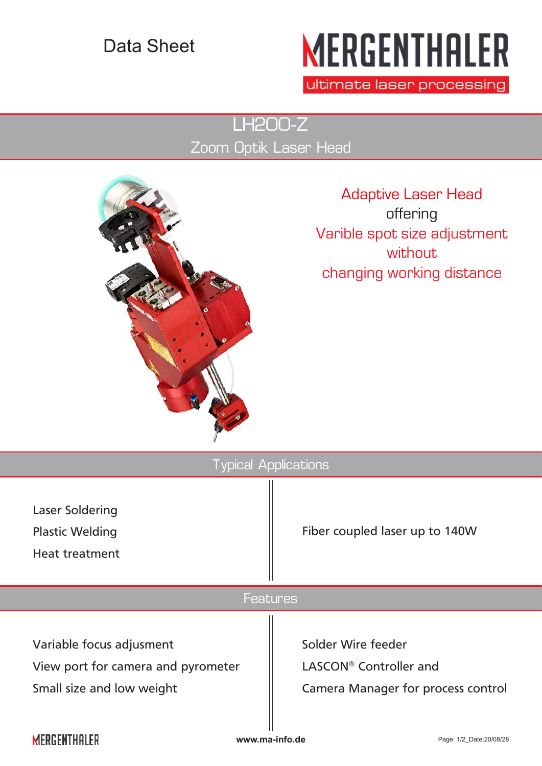Data Sheet

MERGENTHALER

ultimate laser processing

# LH200-Z

## Zoom Optik Laser Head

Adaptive Laser Head
offering
Varible spot size adjustment
without
changing working distance

## Typical Applications

Laser Soldering
Plastic Welding
Heat treatment

Fiber coupled laser up to 140W

## Features

Variable focus adjusment
View port for camera and pyrometer
Small size and low weight

Solder Wire feeder
LASCON® Controller and
Camera Manager for process control

MERGENTHALER

www.ma-info.de

Page: 1/2_Date:20/08/28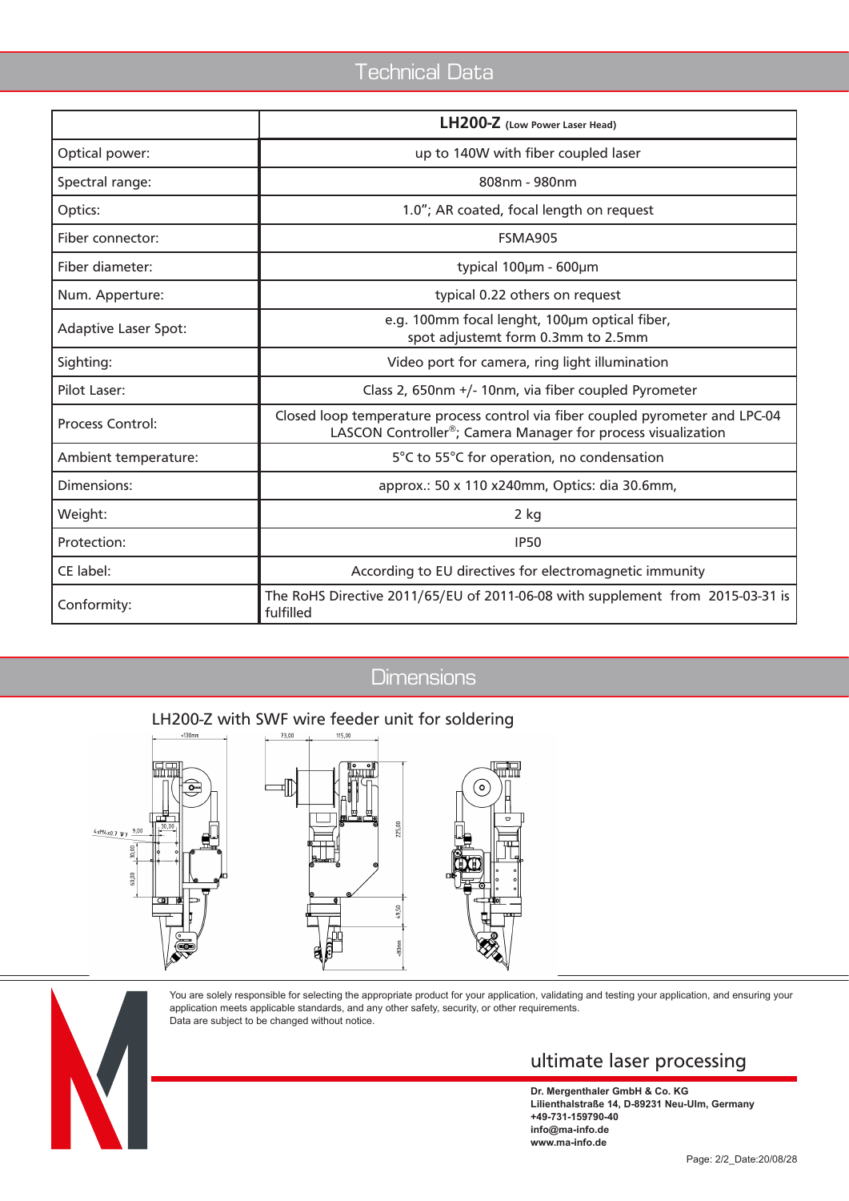# Technical Data

| | **LH200-Z** (Low Power Laser Head) |
|---|---|
| Optical power: | up to 140W with fiber coupled laser |
| Spectral range: | 808nm - 980nm |
| Optics: | 1.0"; AR coated, focal length on request |
| Fiber connector: | FSMA905 |
| Fiber diameter: | typical 100µm - 600µm |
| Num. Apperture: | typical 0.22 others on request |
| Adaptive Laser Spot: | e.g. 100mm focal lenght, 100µm optical fiber, spot adjustemt form 0.3mm to 2.5mm |
| Sighting: | Video port for camera, ring light illumination |
| Pilot Laser: | Class 2, 650nm +/- 10nm, via fiber coupled Pyrometer |
| Process Control: | Closed loop temperature process control via fiber coupled pyrometer and LPC-04 LASCON Controller®; Camera Manager for process visualization |
| Ambient temperature: | 5°C to 55°C for operation, no condensation |
| Dimensions: | approx.: 50 x 110 x240mm, Optics: dia 30.6mm, |
| Weight: | 2 kg |
| Protection: | IP50 |
| CE label: | According to EU directives for electromagnetic immunity |
| Conformity: | The RoHS Directive 2011/65/EU of 2011-06-08 with supplement from 2015-03-31 is fulfilled |

# Dimensions

LH200-Z with SWF wire feeder unit for soldering

~130mm
73,00
115,00
4xM4x0.7 ▽7
9,00
30,00
30,00
60,00
275,00
49,50
~80mm

You are solely responsible for selecting the appropriate product for your application, validating and testing your application, and ensuring your application meets applicable standards, and any other safety, security, or other requirements.
Data are subject to be changed without notice.

ultimate laser processing

**Dr. Mergenthaler GmbH & Co. KG**
**Lilienthalstraße 14, D-89231 Neu-Ulm, Germany**
**+49-731-159790-40**
**info@ma-info.de**
**www.ma-info.de**

Page: 2/2_Date:20/08/28